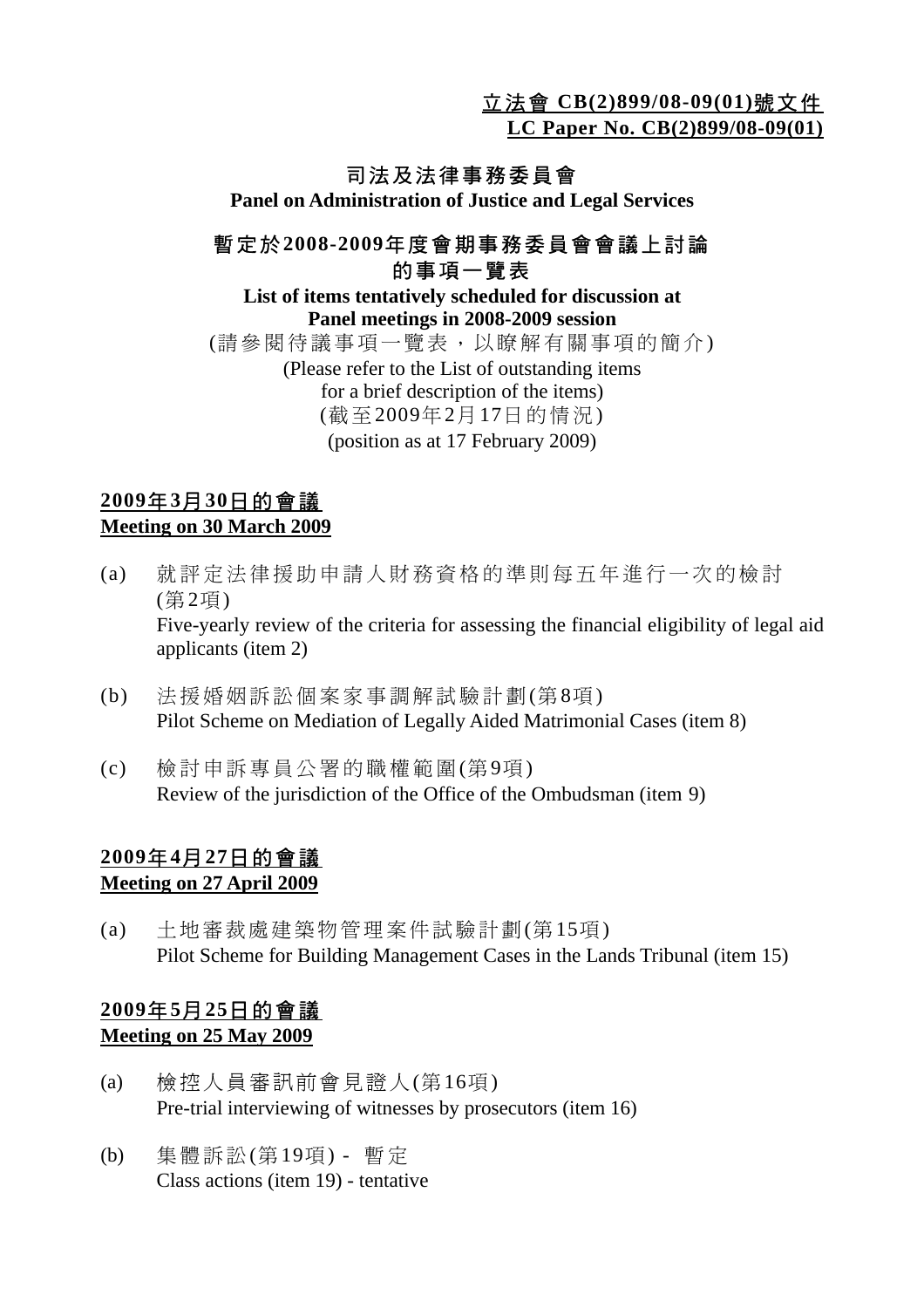**立法會 CB(2)899/08-09(01)號文件**
**LC Paper No. CB(2)899/08-09(01)**

# 司法及法律事務委員會
# Panel on Administration of Justice and Legal Services

## 暫定於2008-2009年度會期事務委員會會議上討論的事項一覽表
## List of items tentatively scheduled for discussion at Panel meetings in 2008-2009 session

(請參閱待議事項一覽表，以瞭解有關事項的簡介)
(Please refer to the List of outstanding items for a brief description of the items)
(截至2009年2月17日的情況)
(position as at 17 February 2009)

### 2009年3月30日的會議
### Meeting on 30 March 2009

(a) 就評定法律援助申請人財務資格的準則每五年進行一次的檢討(第2項)
Five-yearly review of the criteria for assessing the financial eligibility of legal aid applicants (item 2)

(b) 法援婚姻訴訟個案家事調解試驗計劃(第8項)
Pilot Scheme on Mediation of Legally Aided Matrimonial Cases (item 8)

(c) 檢討申訴專員公署的職權範圍(第9項)
Review of the jurisdiction of the Office of the Ombudsman (item 9)

### 2009年4月27日的會議
### Meeting on 27 April 2009

(a) 土地審裁處建築物管理案件試驗計劃(第15項)
Pilot Scheme for Building Management Cases in the Lands Tribunal (item 15)

### 2009年5月25日的會議
### Meeting on 25 May 2009

(a) 檢控人員審訊前會見證人(第16項)
Pre-trial interviewing of witnesses by prosecutors (item 16)

(b) 集體訴訟(第19項) - 暫定
Class actions (item 19) - tentative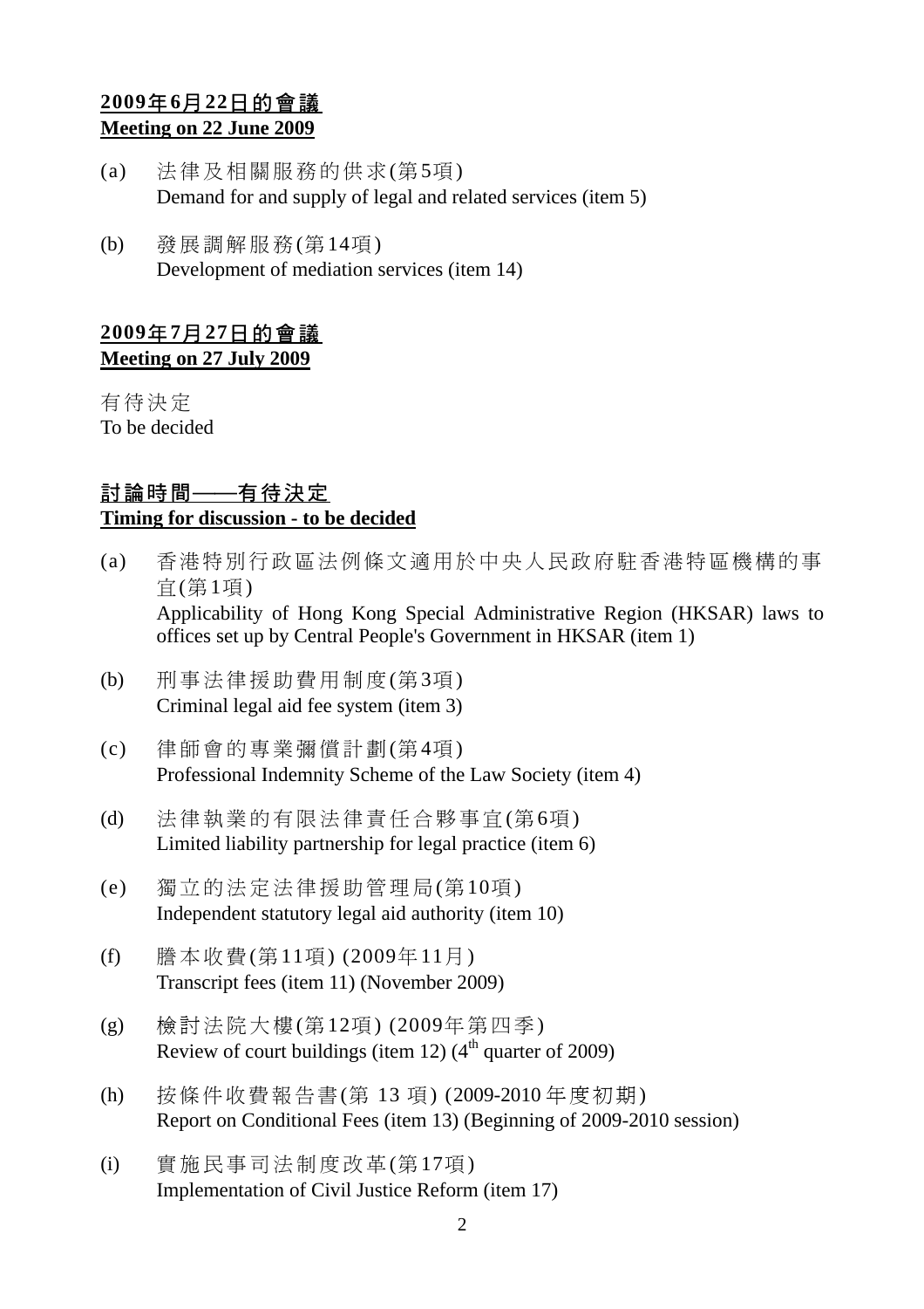**2009年6月22日的會議**
**Meeting on 22 June 2009**

(a) 法律及相關服務的供求(第5項)
Demand for and supply of legal and related services (item 5)

(b) 發展調解服務(第14項)
Development of mediation services (item 14)

**2009年7月27日的會議**
**Meeting on 27 July 2009**

有待決定
To be decided

**討論時間——有待決定**
**Timing for discussion - to be decided**

(a) 香港特別行政區法例條文適用於中央人民政府駐香港特區機構的事宜(第1項)
Applicability of Hong Kong Special Administrative Region (HKSAR) laws to offices set up by Central People's Government in HKSAR (item 1)

(b) 刑事法律援助費用制度(第3項)
Criminal legal aid fee system (item 3)

(c) 律師會的專業彌償計劃(第4項)
Professional Indemnity Scheme of the Law Society (item 4)

(d) 法律執業的有限法律責任合夥事宜(第6項)
Limited liability partnership for legal practice (item 6)

(e) 獨立的法定法律援助管理局(第10項)
Independent statutory legal aid authority (item 10)

(f) 謄本收費(第11項) (2009年11月)
Transcript fees (item 11) (November 2009)

(g) 檢討法院大樓(第12項) (2009年第四季)
Review of court buildings (item 12) ($4^{th}$ quarter of 2009)

(h) 按條件收費報告書(第 13 項) (2009-2010 年度初期)
Report on Conditional Fees (item 13) (Beginning of 2009-2010 session)

(i) 實施民事司法制度改革(第17項)
Implementation of Civil Justice Reform (item 17)